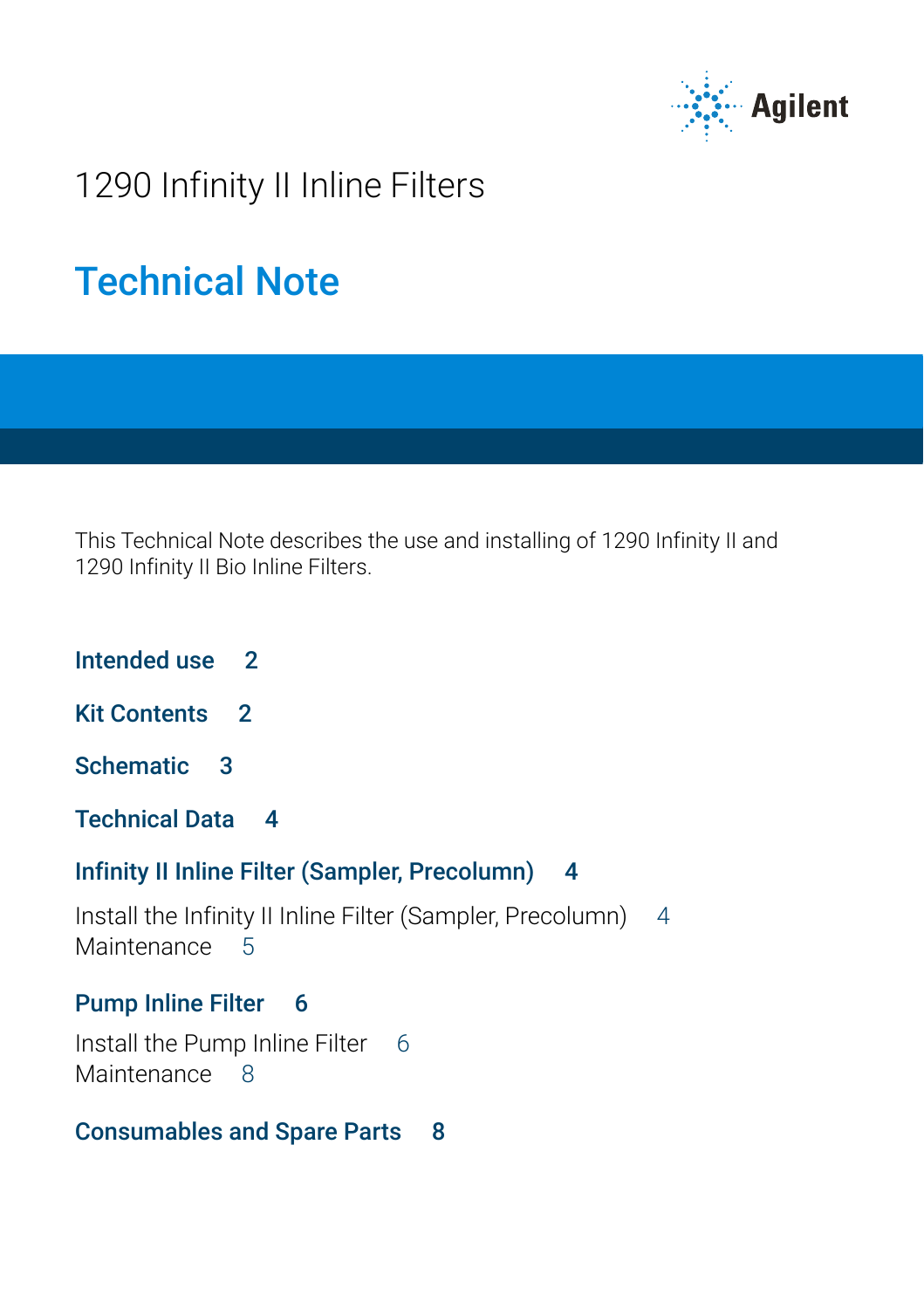# 1290 Infinity II Inline Filters

## Technical Note

This Technical Note describes the use and installing of 1290 Infinity II and 1290 Infinity II Bio Inline Filters.

**Intended use** 2

**Kit Contents** 2

**Schematic** 3

**Technical Data** 4

**Infinity II Inline Filter (Sampler, Precolumn)** 4

Install the Infinity II Inline Filter (Sampler, Precolumn) 4
Maintenance 5

**Pump Inline Filter** 6

Install the Pump Inline Filter 6
Maintenance 8

**Consumables and Spare Parts** 8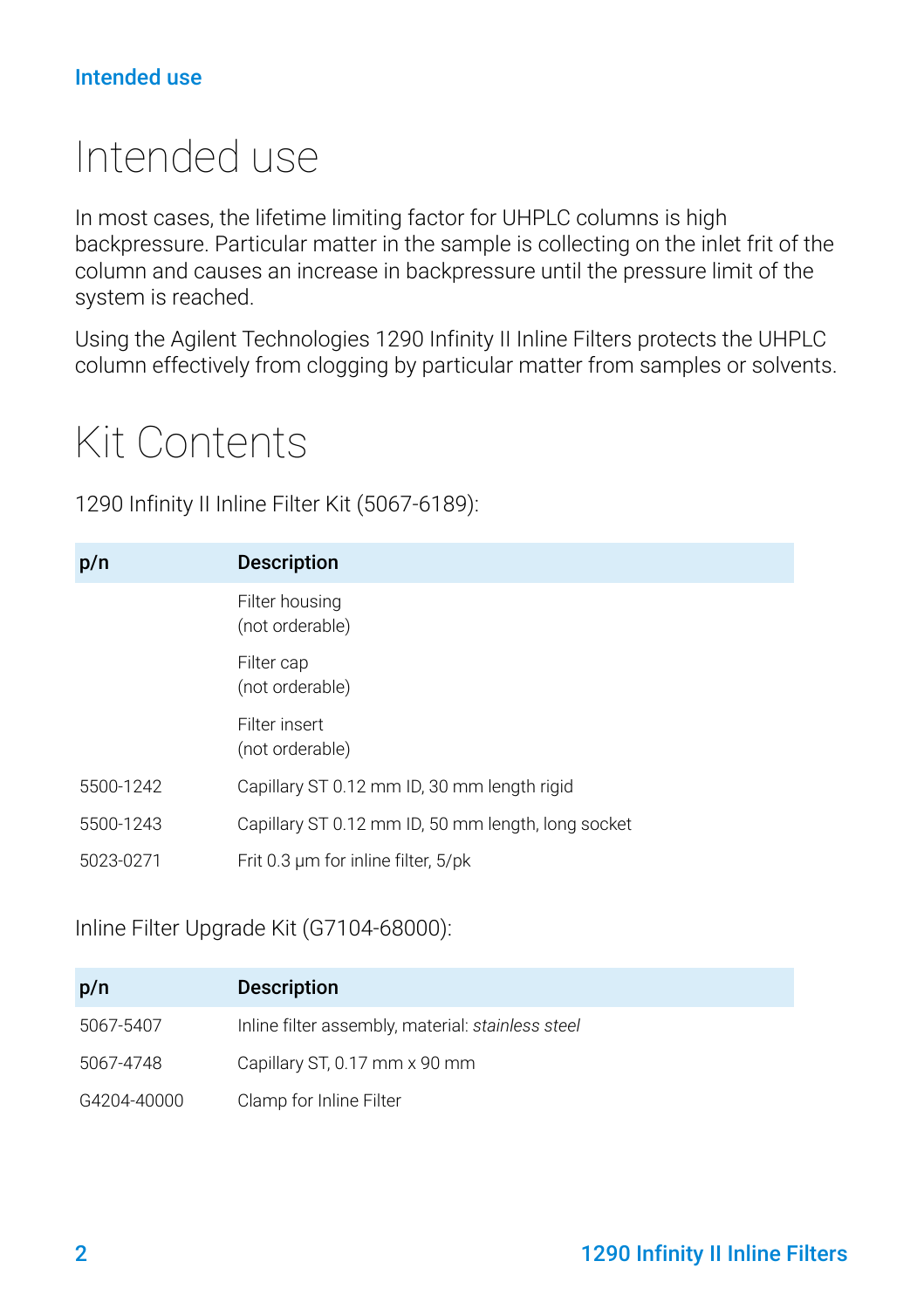# Intended use

In most cases, the lifetime limiting factor for UHPLC columns is high backpressure. Particular matter in the sample is collecting on the inlet frit of the column and causes an increase in backpressure until the pressure limit of the system is reached.

Using the Agilent Technologies 1290 Infinity II Inline Filters protects the UHPLC column effectively from clogging by particular matter from samples or solvents.

# Kit Contents

1290 Infinity II Inline Filter Kit (5067-6189):

| p/n | Description |
|---|---|
| | Filter housing (not orderable) |
| | Filter cap (not orderable) |
| | Filter insert (not orderable) |
| 5500-1242 | Capillary ST 0.12 mm ID, 30 mm length rigid |
| 5500-1243 | Capillary ST 0.12 mm ID, 50 mm length, long socket |
| 5023-0271 | Frit 0.3 µm for inline filter, 5/pk |

Inline Filter Upgrade Kit (G7104-68000):

| p/n | Description |
|---|---|
| 5067-5407 | Inline filter assembly, material: *stainless steel* |
| 5067-4748 | Capillary ST, 0.17 mm x 90 mm |
| G4204-40000 | Clamp for Inline Filter |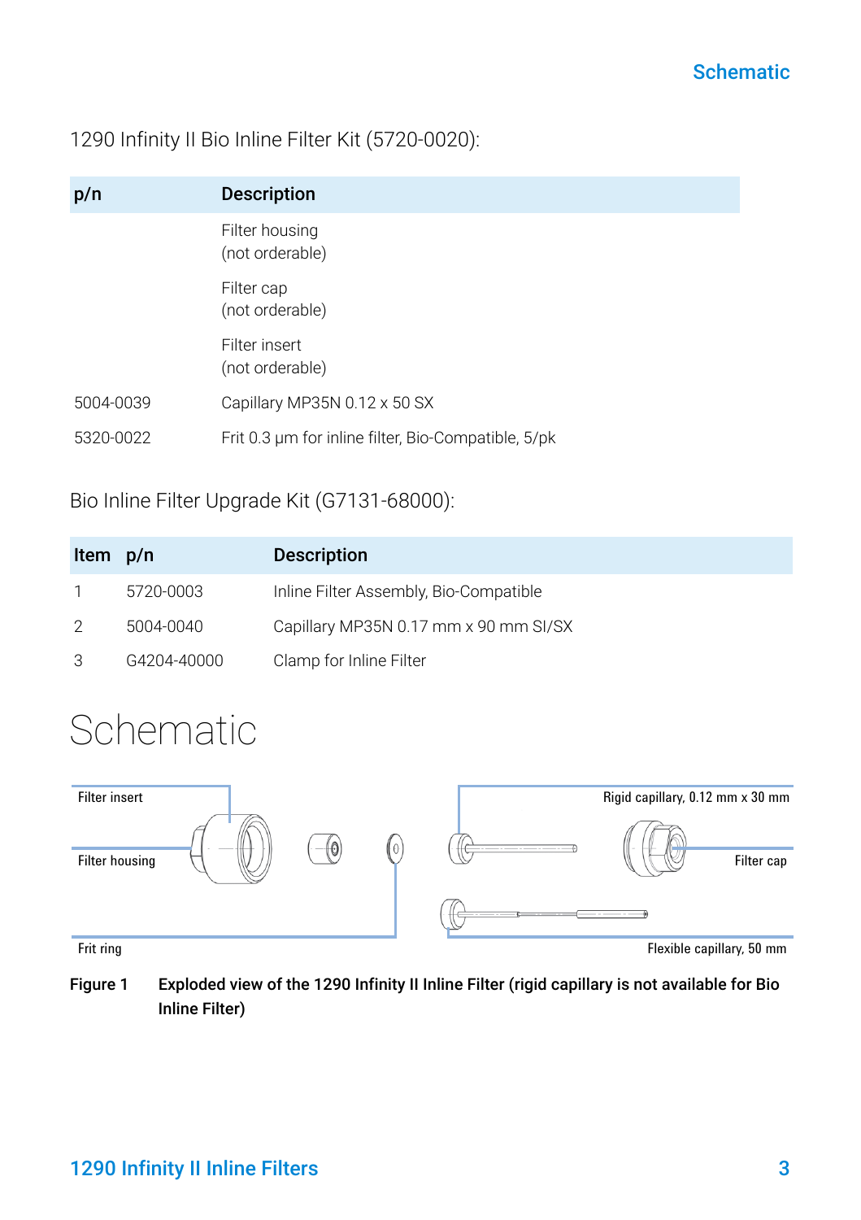1290 Infinity II Bio Inline Filter Kit (5720-0020):

| p/n | Description |
| --- | --- |
| | Filter housing (not orderable) |
| | Filter cap (not orderable) |
| | Filter insert (not orderable) |
| 5004-0039 | Capillary MP35N 0.12 x 50 SX |
| 5320-0022 | Frit 0.3 µm for inline filter, Bio-Compatible, 5/pk |

Bio Inline Filter Upgrade Kit (G7131-68000):

| Item | p/n | Description |
| --- | --- | --- |
| 1 | 5720-0003 | Inline Filter Assembly, Bio-Compatible |
| 2 | 5004-0040 | Capillary MP35N 0.17 mm x 90 mm SI/SX |
| 3 | G4204-40000 | Clamp for Inline Filter |

# Schematic

Filter insert

Filter housing

Frit ring

Rigid capillary, 0.12 mm x 30 mm

Filter cap

Flexible capillary, 50 mm

**Figure 1 Exploded view of the 1290 Infinity II Inline Filter (rigid capillary is not available for Bio Inline Filter)**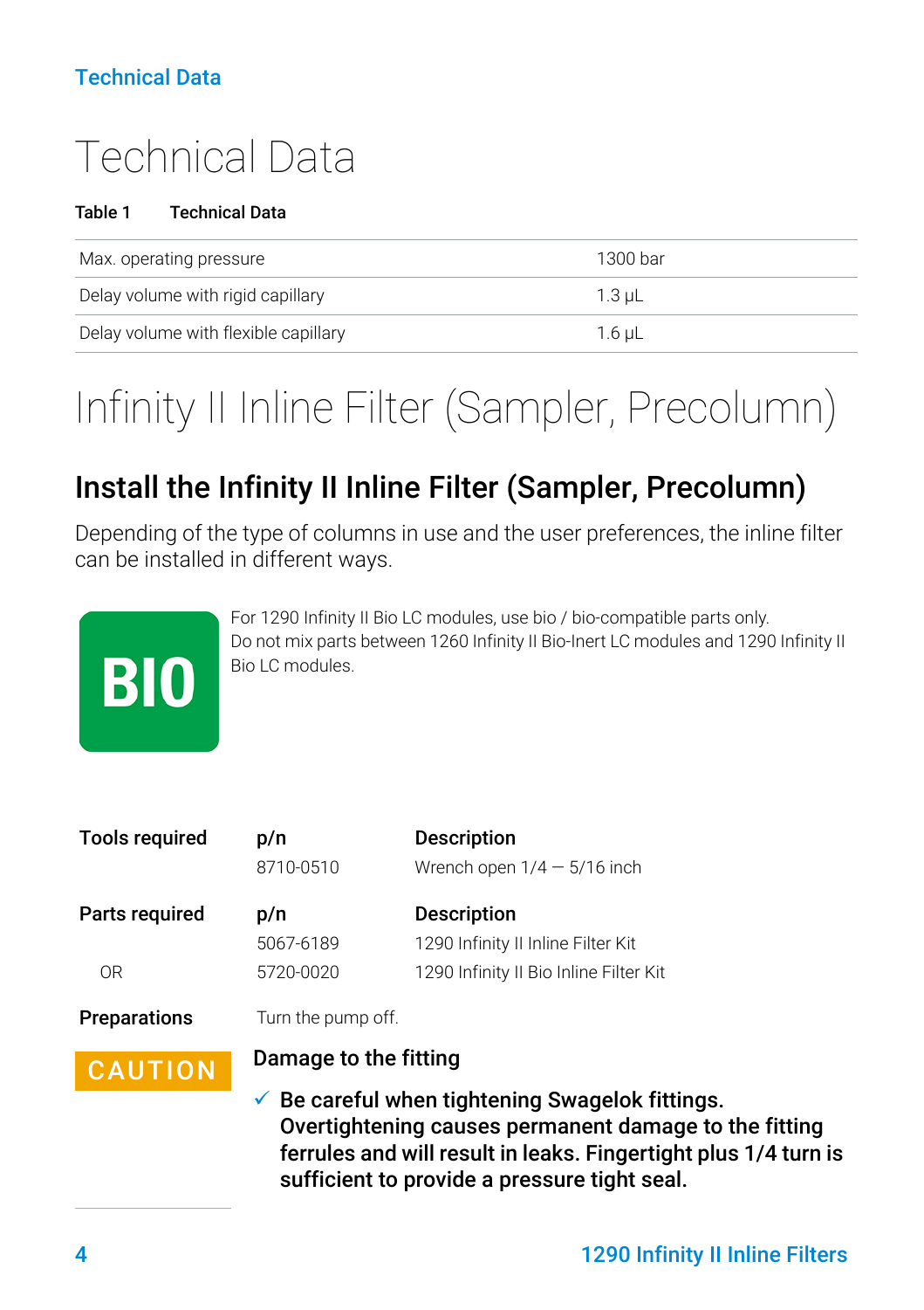# Technical Data

**Table 1 Technical Data**

| | |
|---|---|
| Max. operating pressure | 1300 bar |
| Delay volume with rigid capillary | 1.3 µL |
| Delay volume with flexible capillary | 1.6 µL |

# Infinity II Inline Filter (Sampler, Precolumn)

## Install the Infinity II Inline Filter (Sampler, Precolumn)

Depending of the type of columns in use and the user preferences, the inline filter can be installed in different ways.

**BIO**

For 1290 Infinity II Bio LC modules, use bio / bio-compatible parts only.
Do not mix parts between 1260 Infinity II Bio-Inert LC modules and 1290 Infinity II Bio LC modules.

| Tools required | p/n | Description |
|---|---|---|
| | 8710-0510 | Wrench open 1/4 — 5/16 inch |

| Parts required | p/n | Description |
|---|---|---|
| | 5067-6189 | 1290 Infinity II Inline Filter Kit |
| OR | 5720-0020 | 1290 Infinity II Bio Inline Filter Kit |

**Preparations** Turn the pump off.

**CAUTION**

**Damage to the fitting**

✓ **Be careful when tightening Swagelok fittings. Overtightening causes permanent damage to the fitting ferrules and will result in leaks. Fingertight plus 1/4 turn is sufficient to provide a pressure tight seal.**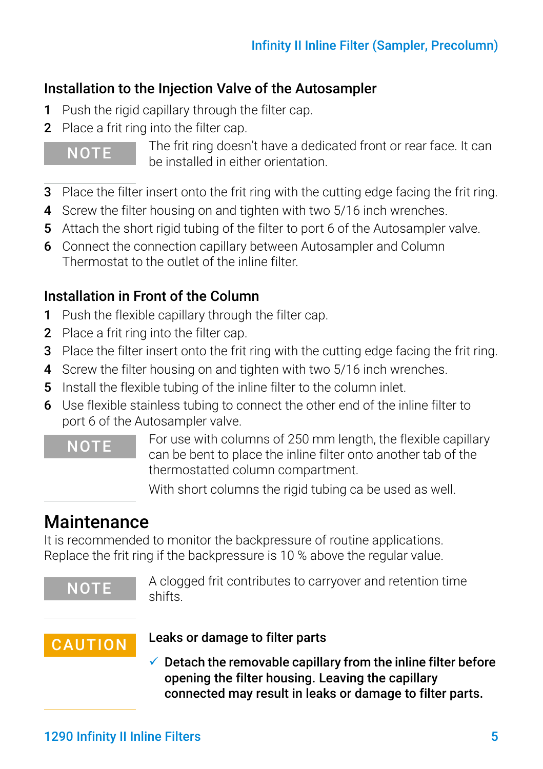### Installation to the Injection Valve of the Autosampler

1 Push the rigid capillary through the filter cap.
2 Place a frit ring into the filter cap.

**NOTE** The frit ring doesn't have a dedicated front or rear face. It can be installed in either orientation.

3 Place the filter insert onto the frit ring with the cutting edge facing the frit ring.
4 Screw the filter housing on and tighten with two 5/16 inch wrenches.
5 Attach the short rigid tubing of the filter to port 6 of the Autosampler valve.
6 Connect the connection capillary between Autosampler and Column Thermostat to the outlet of the inline filter.

### Installation in Front of the Column

1 Push the flexible capillary through the filter cap.
2 Place a frit ring into the filter cap.
3 Place the filter insert onto the frit ring with the cutting edge facing the frit ring.
4 Screw the filter housing on and tighten with two 5/16 inch wrenches.
5 Install the flexible tubing of the inline filter to the column inlet.
6 Use flexible stainless tubing to connect the other end of the inline filter to port 6 of the Autosampler valve.

**NOTE** For use with columns of 250 mm length, the flexible capillary can be bent to place the inline filter onto another tab of the thermostatted column compartment.

With short columns the rigid tubing ca be used as well.

## Maintenance

It is recommended to monitor the backpressure of routine applications. Replace the frit ring if the backpressure is 10 % above the regular value.

**NOTE** A clogged frit contributes to carryover and retention time shifts.

**CAUTION** **Leaks or damage to filter parts**

✓ **Detach the removable capillary from the inline filter before opening the filter housing. Leaving the capillary connected may result in leaks or damage to filter parts.**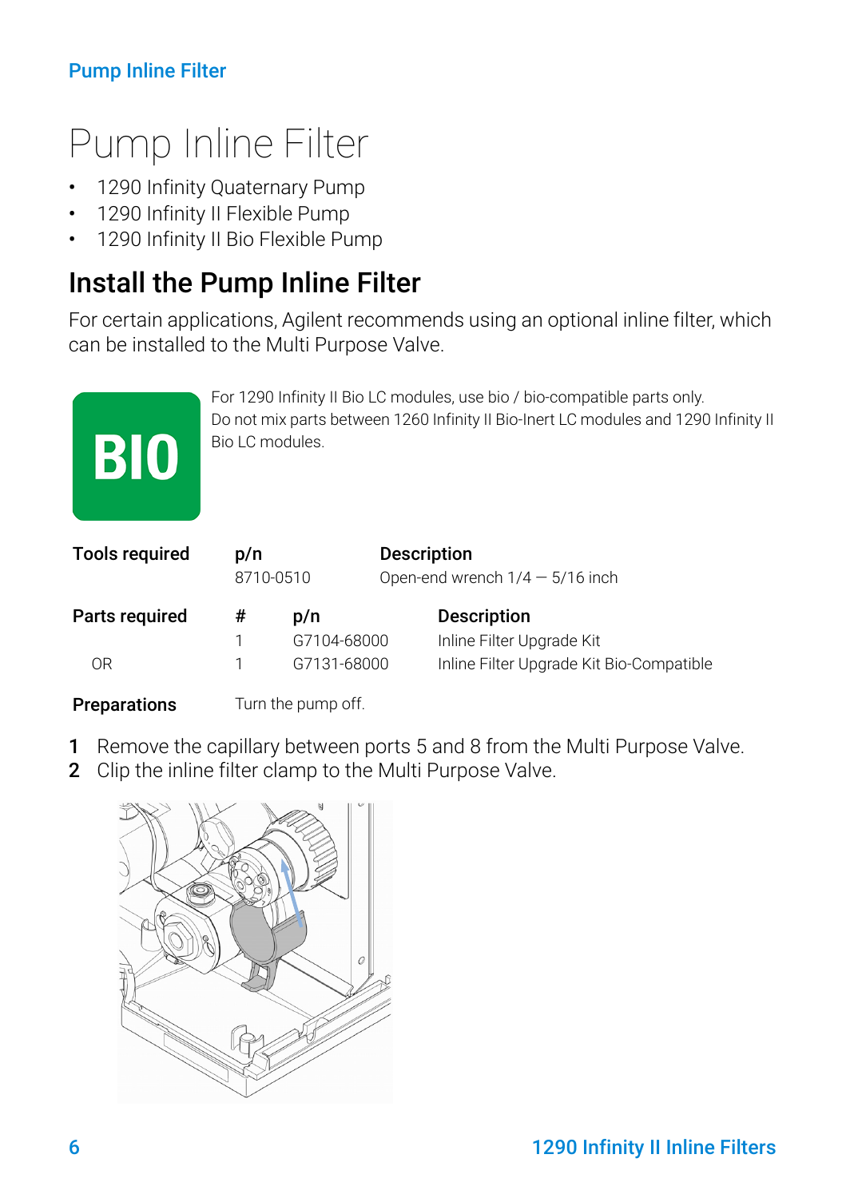# Pump Inline Filter

- 1290 Infinity Quaternary Pump
- 1290 Infinity II Flexible Pump
- 1290 Infinity II Bio Flexible Pump

## Install the Pump Inline Filter

For certain applications, Agilent recommends using an optional inline filter, which can be installed to the Multi Purpose Valve.

**BIO**

For 1290 Infinity II Bio LC modules, use bio / bio-compatible parts only.
Do not mix parts between 1260 Infinity II Bio-Inert LC modules and 1290 Infinity II Bio LC modules.

| Tools required | p/n | Description |
|---|---|---|
| | 8710-0510 | Open-end wrench 1/4 — 5/16 inch |

| Parts required | # | p/n | Description |
|---|---|---|---|
| | 1 | G7104-68000 | Inline Filter Upgrade Kit |
| OR | 1 | G7131-68000 | Inline Filter Upgrade Kit Bio-Compatible |

| Preparations | Turn the pump off. |
|---|---|

1. Remove the capillary between ports 5 and 8 from the Multi Purpose Valve.
2. Clip the inline filter clamp to the Multi Purpose Valve.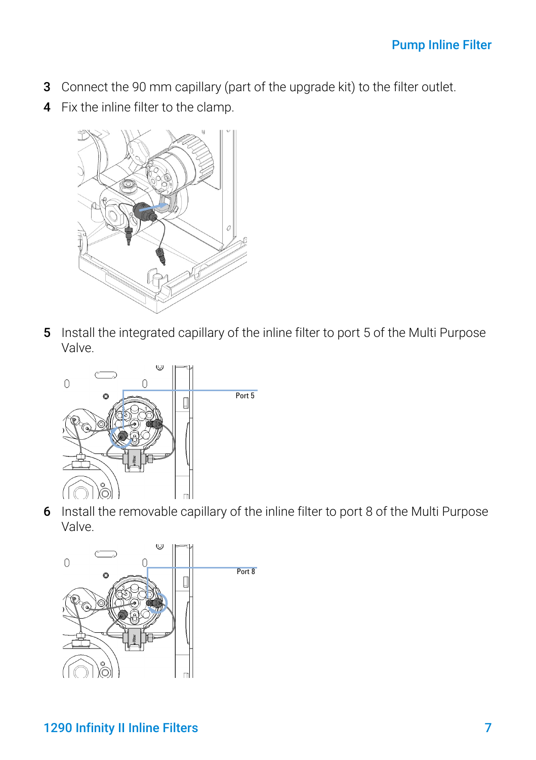3. Connect the 90 mm capillary (part of the upgrade kit) to the filter outlet.
4. Fix the inline filter to the clamp.

5. Install the integrated capillary of the inline filter to port 5 of the Multi Purpose Valve.

6. Install the removable capillary of the inline filter to port 8 of the Multi Purpose Valve.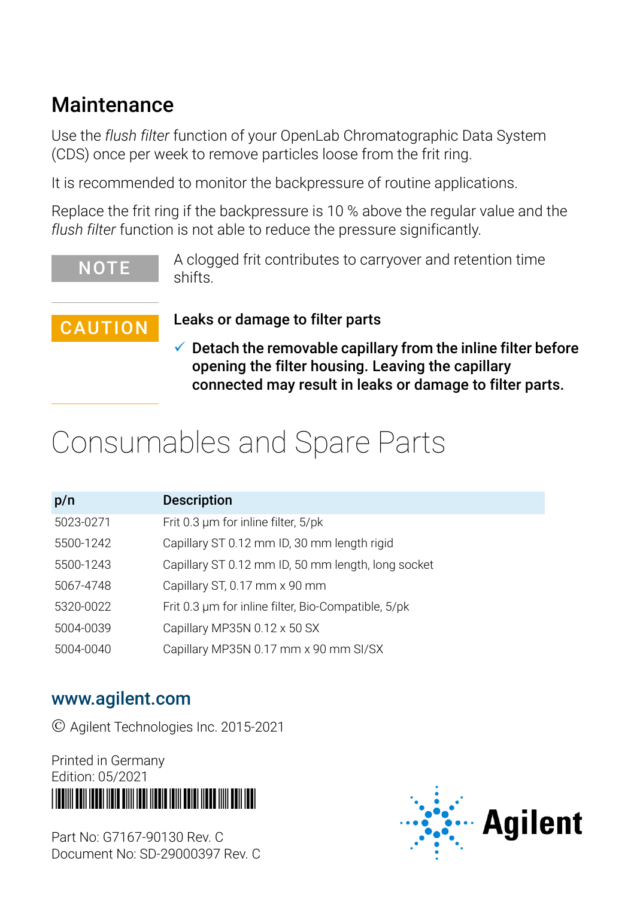## Maintenance

Use the *flush filter* function of your OpenLab Chromatographic Data System (CDS) once per week to remove particles loose from the frit ring.

It is recommended to monitor the backpressure of routine applications.

Replace the frit ring if the backpressure is 10 % above the regular value and the *flush filter* function is not able to reduce the pressure significantly.

**NOTE** A clogged frit contributes to carryover and retention time shifts.

**CAUTION** **Leaks or damage to filter parts**

- ✓ **Detach the removable capillary from the inline filter before opening the filter housing. Leaving the capillary connected may result in leaks or damage to filter parts.**

# Consumables and Spare Parts

| p/n | Description |
|---|---|
| 5023-0271 | Frit 0.3 µm for inline filter, 5/pk |
| 5500-1242 | Capillary ST 0.12 mm ID, 30 mm length rigid |
| 5500-1243 | Capillary ST 0.12 mm ID, 50 mm length, long socket |
| 5067-4748 | Capillary ST, 0.17 mm x 90 mm |
| 5320-0022 | Frit 0.3 µm for inline filter, Bio-Compatible, 5/pk |
| 5004-0039 | Capillary MP35N 0.12 x 50 SX |
| 5004-0040 | Capillary MP35N 0.17 mm x 90 mm SI/SX |

**www.agilent.com**

© Agilent Technologies Inc. 2015-2021

Printed in Germany
Edition: 05/2021

Part No: G7167-90130 Rev. C
Document No: SD-29000397 Rev. C

Agilent